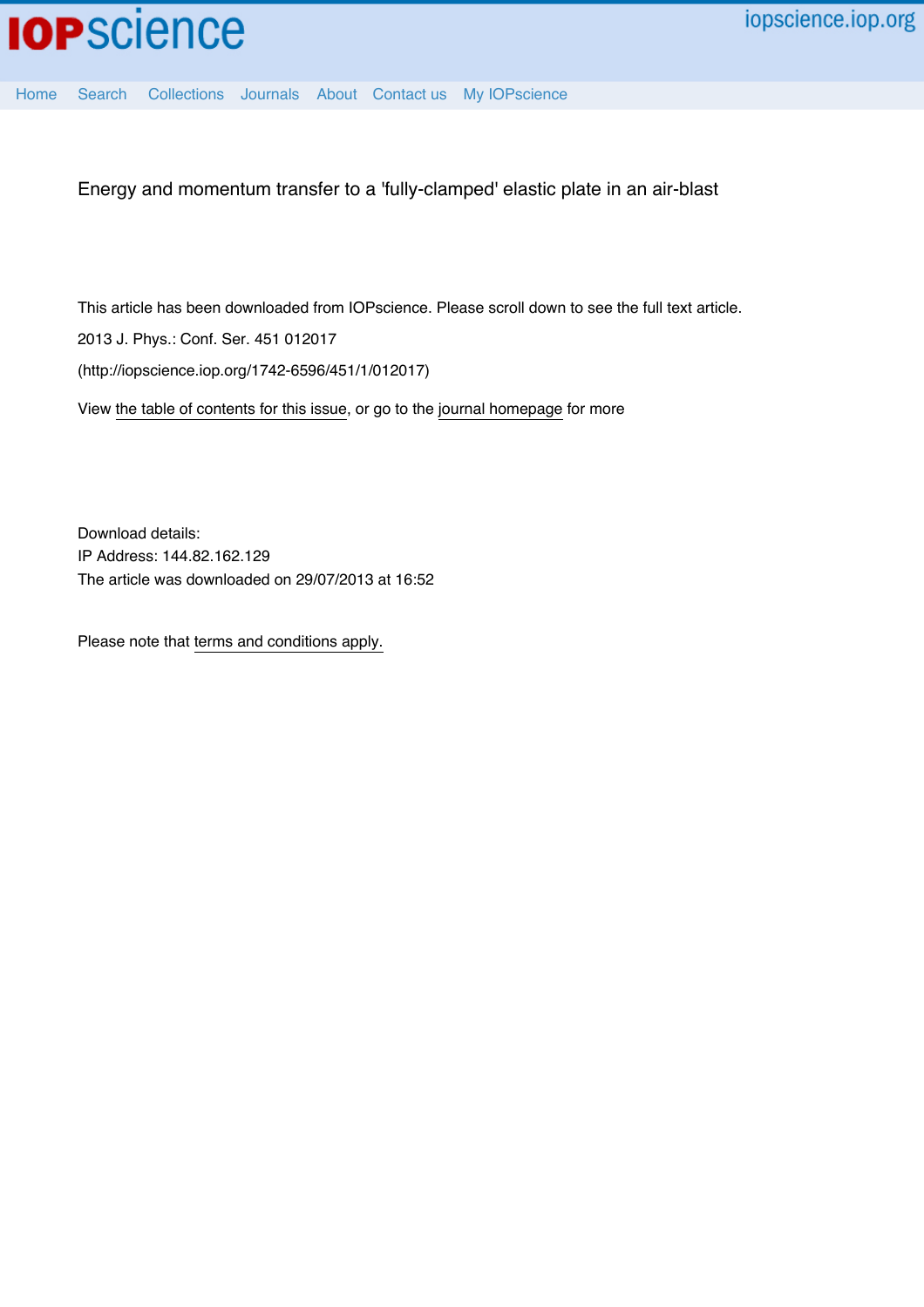Home Search Collections Journals About Contact us My IOPscience

# Energy and momentum transfer to a 'fully-clamped' elastic plate in an air-blast

This article has been downloaded from IOPscience. Please scroll down to see the full text article.

2013 J. Phys.: Conf. Ser. 451 012017

(http://iopscience.iop.org/1742-6596/451/1/012017)

View the table of contents for this issue, or go to the journal homepage for more

Download details:
IP Address: 144.82.162.129
The article was downloaded on 29/07/2013 at 16:52

Please note that terms and conditions apply.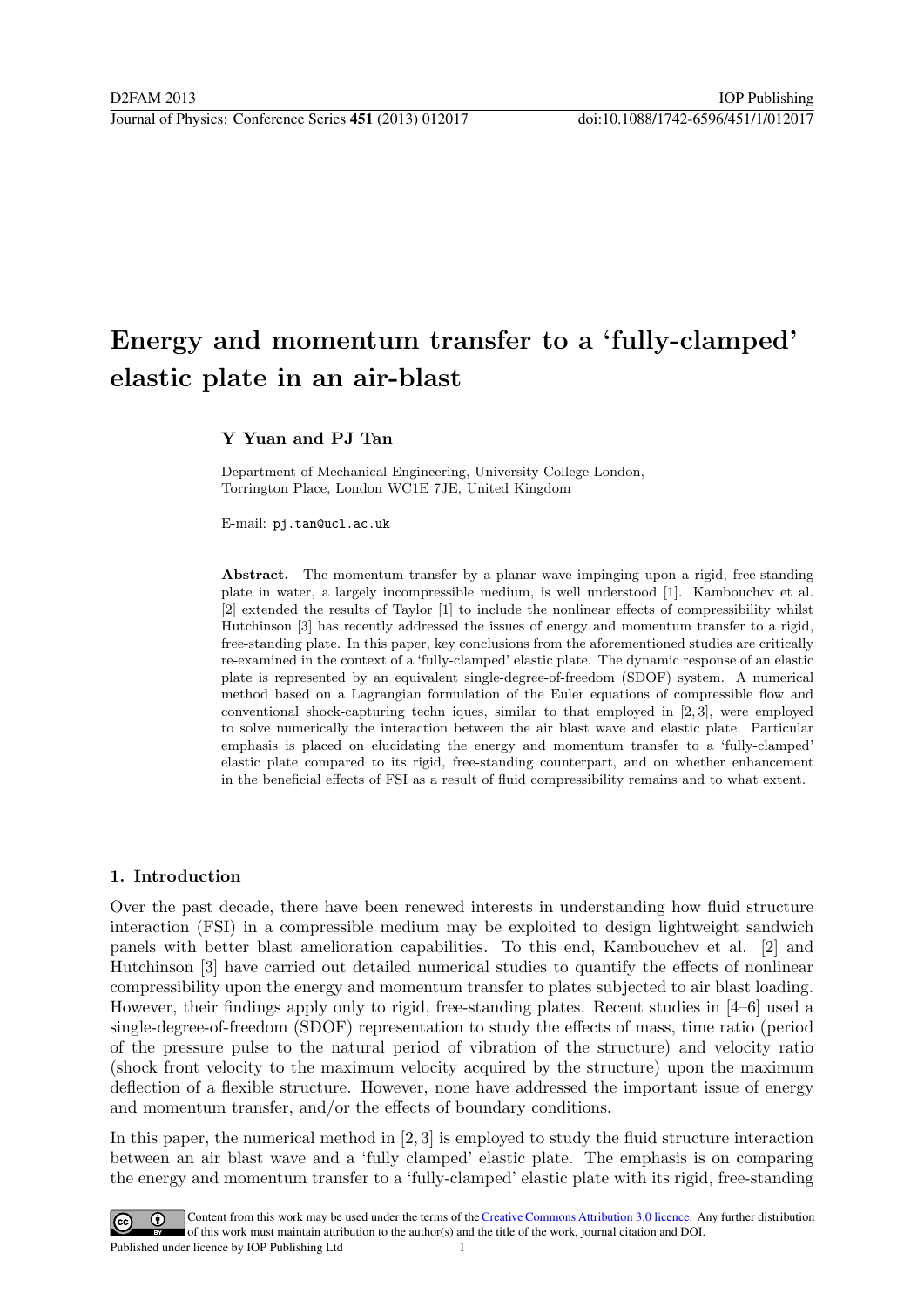# Energy and momentum transfer to a 'fully-clamped' elastic plate in an air-blast

### Y Yuan and PJ Tan

Department of Mechanical Engineering, University College London, Torrington Place, London WC1E 7JE, United Kingdom

E-mail: pj.tan@ucl.ac.uk

**Abstract.** The momentum transfer by a planar wave impinging upon a rigid, free-standing plate in water, a largely incompressible medium, is well understood [1]. Kambouchev et al. [2] extended the results of Taylor [1] to include the nonlinear effects of compressibility whilst Hutchinson [3] has recently addressed the issues of energy and momentum transfer to a rigid, free-standing plate. In this paper, key conclusions from the aforementioned studies are critically re-examined in the context of a 'fully-clamped' elastic plate. The dynamic response of an elastic plate is represented by an equivalent single-degree-of-freedom (SDOF) system. A numerical method based on a Lagrangian formulation of the Euler equations of compressible flow and conventional shock-capturing techn iques, similar to that employed in [2, 3], were employed to solve numerically the interaction between the air blast wave and elastic plate. Particular emphasis is placed on elucidating the energy and momentum transfer to a 'fully-clamped' elastic plate compared to its rigid, free-standing counterpart, and on whether enhancement in the beneficial effects of FSI as a result of fluid compressibility remains and to what extent.

## 1. Introduction

Over the past decade, there have been renewed interests in understanding how fluid structure interaction (FSI) in a compressible medium may be exploited to design lightweight sandwich panels with better blast amelioration capabilities. To this end, Kambouchev et al. [2] and Hutchinson [3] have carried out detailed numerical studies to quantify the effects of nonlinear compressibility upon the energy and momentum transfer to plates subjected to air blast loading. However, their findings apply only to rigid, free-standing plates. Recent studies in [4–6] used a single-degree-of-freedom (SDOF) representation to study the effects of mass, time ratio (period of the pressure pulse to the natural period of vibration of the structure) and velocity ratio (shock front velocity to the maximum velocity acquired by the structure) upon the maximum deflection of a flexible structure. However, none have addressed the important issue of energy and momentum transfer, and/or the effects of boundary conditions.

In this paper, the numerical method in [2, 3] is employed to study the fluid structure interaction between an air blast wave and a 'fully clamped' elastic plate. The emphasis is on comparing the energy and momentum transfer to a 'fully-clamped' elastic plate with its rigid, free-standing

Content from this work may be used under the terms of the Creative Commons Attribution 3.0 licence. Any further distribution of this work must maintain attribution to the author(s) and the title of the work, journal citation and DOI.
Published under licence by IOP Publishing Ltd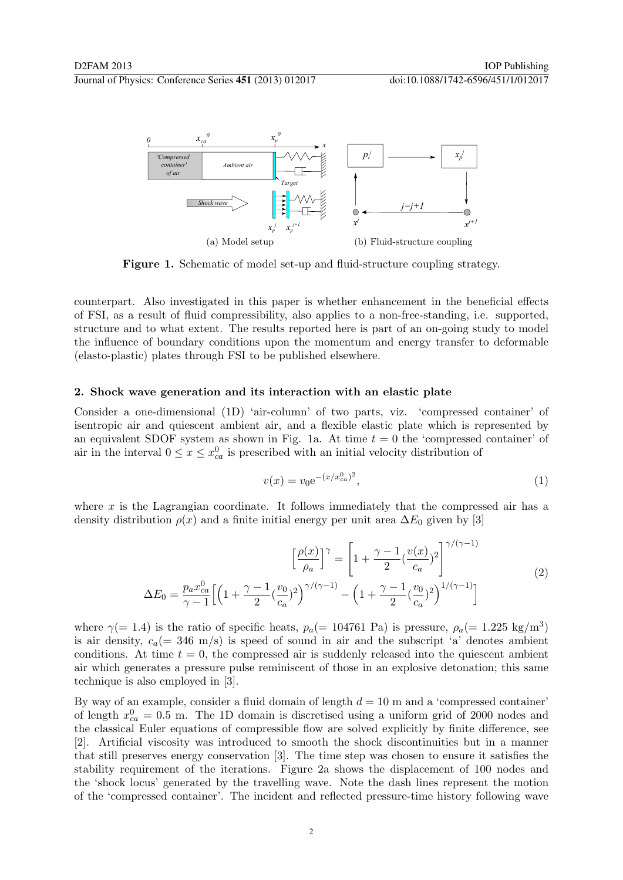(a) Model setup (b) Fluid-structure coupling

**Figure 1.** Schematic of model set-up and fluid-structure coupling strategy.

counterpart. Also investigated in this paper is whether enhancement in the beneficial effects of FSI, as a result of fluid compressibility, also applies to a non-free-standing, i.e. supported, structure and to what extent. The results reported here is part of an on-going study to model the influence of boundary conditions upon the momentum and energy transfer to deformable (elasto-plastic) plates through FSI to be published elsewhere.

## 2. Shock wave generation and its interaction with an elastic plate

Consider a one-dimensional (1D) 'air-column' of two parts, viz. 'compressed container' of isentropic air and quiescent ambient air, and a flexible elastic plate which is represented by an equivalent SDOF system as shown in Fig. 1a. At time $t = 0$ the 'compressed container' of air in the interval $0 \leq x \leq x_{ca}^0$ is prescribed with an initial velocity distribution of

$$v(x) = v_0 \mathrm{e}^{-(x/x_{ca}^0)^2}, \tag{1}$$

where $x$ is the Lagrangian coordinate. It follows immediately that the compressed air has a density distribution $\rho(x)$ and a finite initial energy per unit area $\Delta E_0$ given by [3]

$$\begin{aligned} \Big[\frac{\rho(x)}{\rho_a}\Big]^\gamma &= \left[1 + \frac{\gamma-1}{2}\big(\frac{v(x)}{c_a}\big)^2\right]^{\gamma/(\gamma-1)} \\ \Delta E_0 = \frac{p_a x_{ca}^0}{\gamma-1}&\Big[\Big(1+\frac{\gamma-1}{2}\big(\frac{v_0}{c_a}\big)^2\Big)^{\gamma/(\gamma-1)} - \Big(1+\frac{\gamma-1}{2}\big(\frac{v_0}{c_a}\big)^2\Big)^{1/(\gamma-1)}\Big] \end{aligned} \tag{2}$$

where $\gamma(= 1.4)$ is the ratio of specific heats, $p_a(= 104761$ Pa) is pressure, $\rho_a(= 1.225$ kg/m$^3$) is air density, $c_a(= 346$ m/s) is speed of sound in air and the subscript 'a' denotes ambient conditions. At time $t = 0$, the compressed air is suddenly released into the quiescent ambient air which generates a pressure pulse reminiscent of those in an explosive detonation; this same technique is also employed in [3].

By way of an example, consider a fluid domain of length $d = 10$ m and a 'compressed container' of length $x_{ca}^0 = 0.5$ m. The 1D domain is discretised using a uniform grid of 2000 nodes and the classical Euler equations of compressible flow are solved explicitly by finite difference, see [2]. Artificial viscosity was introduced to smooth the shock discontinuities but in a manner that still preserves energy conservation [3]. The time step was chosen to ensure it satisfies the stability requirement of the iterations. Figure 2a shows the displacement of 100 nodes and the 'shock locus' generated by the travelling wave. Note the dash lines represent the motion of the 'compressed container'. The incident and reflected pressure-time history following wave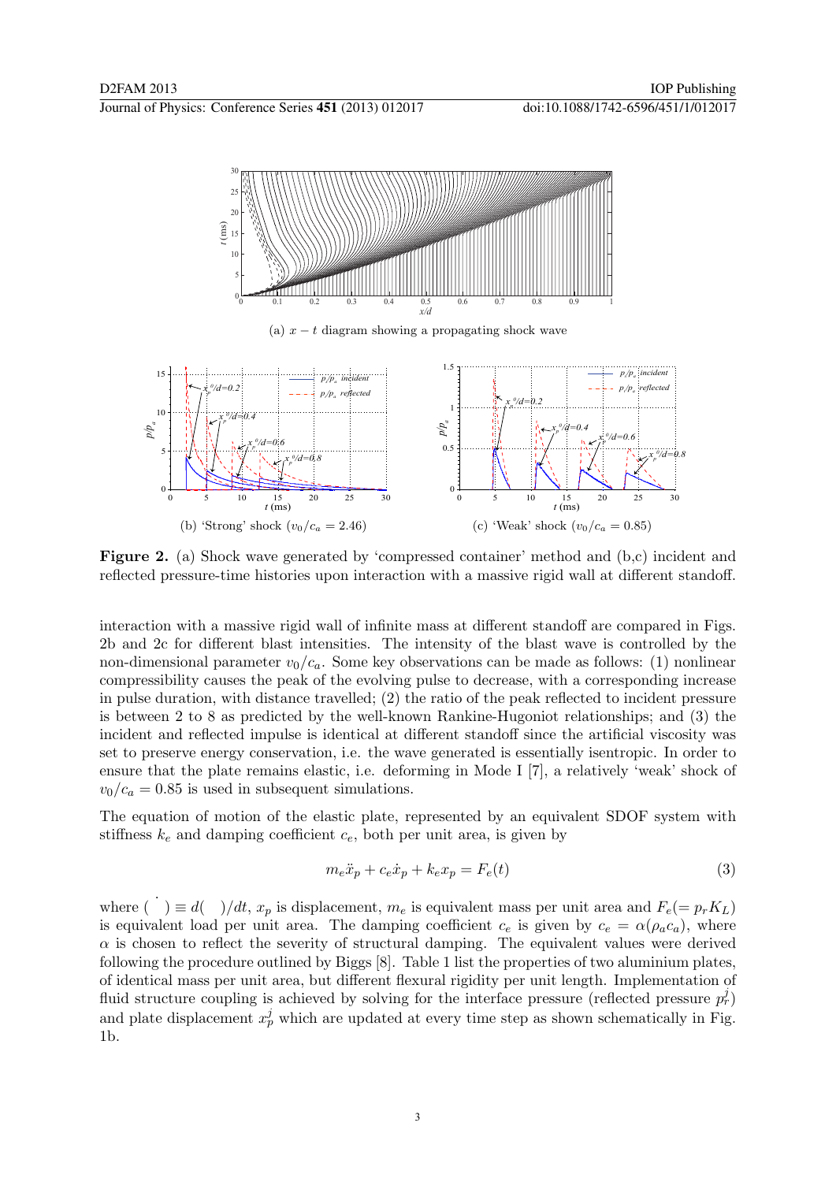**Figure 2.** (a) Shock wave generated by 'compressed container' method and (b,c) incident and reflected pressure-time histories upon interaction with a massive rigid wall at different standoff.

interaction with a massive rigid wall of infinite mass at different standoff are compared in Figs. 2b and 2c for different blast intensities. The intensity of the blast wave is controlled by the non-dimensional parameter $v_0/c_a$. Some key observations can be made as follows: (1) nonlinear compressibility causes the peak of the evolving pulse to decrease, with a corresponding increase in pulse duration, with distance travelled; (2) the ratio of the peak reflected to incident pressure is between 2 to 8 as predicted by the well-known Rankine-Hugoniot relationships; and (3) the incident and reflected impulse is identical at different standoff since the artificial viscosity was set to preserve energy conservation, i.e. the wave generated is essentially isentropic. In order to ensure that the plate remains elastic, i.e. deforming in Mode I [7], a relatively 'weak' shock of $v_0/c_a = 0.85$ is used in subsequent simulations.

The equation of motion of the elastic plate, represented by an equivalent SDOF system with stiffness $k_e$ and damping coefficient $c_e$, both per unit area, is given by

$$m_e\ddot{x}_p + c_e\dot{x}_p + k_e x_p = F_e(t) \tag{3}$$

where $\dot{(\ )} \equiv d(\ \ )/dt$, $x_p$ is displacement, $m_e$ is equivalent mass per unit area and $F_e(= p_r K_L)$ is equivalent load per unit area. The damping coefficient $c_e$ is given by $c_e = \alpha(\rho_a c_a)$, where $\alpha$ is chosen to reflect the severity of structural damping. The equivalent values were derived following the procedure outlined by Biggs [8]. Table 1 list the properties of two aluminium plates, of identical mass per unit area, but different flexural rigidity per unit length. Implementation of fluid structure coupling is achieved by solving for the interface pressure (reflected pressure $p_r^j$) and plate displacement $x_p^j$ which are updated at every time step as shown schematically in Fig. 1b.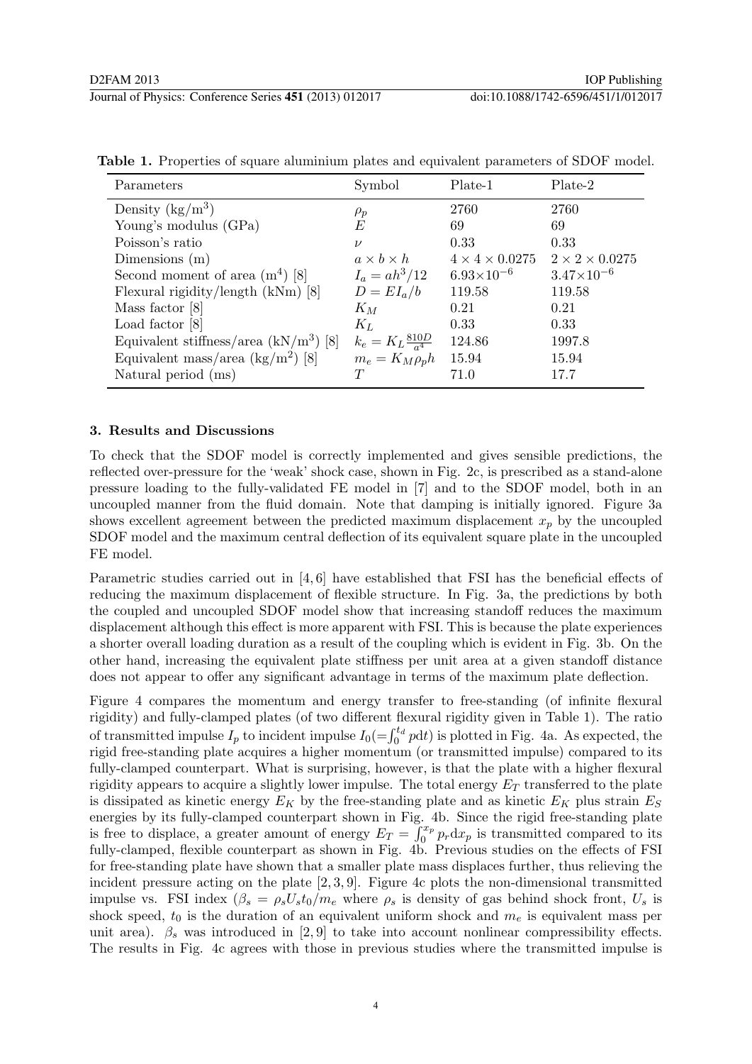**Table 1.** Properties of square aluminium plates and equivalent parameters of SDOF model.

| Parameters | Symbol | Plate-1 | Plate-2 |
|---|---|---|---|
| Density (kg/m$^3$) | $\rho_p$ | 2760 | 2760 |
| Young's modulus (GPa) | $E$ | 69 | 69 |
| Poisson's ratio | $\nu$ | 0.33 | 0.33 |
| Dimensions (m) | $a \times b \times h$ | $4 \times 4 \times 0.0275$ | $2 \times 2 \times 0.0275$ |
| Second moment of area (m$^4$) [8] | $I_a = ah^3/12$ | $6.93{\times}10^{-6}$ | $3.47{\times}10^{-6}$ |
| Flexural rigidity/length (kNm) [8] | $D = EI_a/b$ | 119.58 | 119.58 |
| Mass factor [8] | $K_M$ | 0.21 | 0.21 |
| Load factor [8] | $K_L$ | 0.33 | 0.33 |
| Equivalent stiffness/area (kN/m$^3$) [8] | $k_e = K_L \frac{810D}{a^4}$ | 124.86 | 1997.8 |
| Equivalent mass/area (kg/m$^2$) [8] | $m_e = K_M \rho_p h$ | 15.94 | 15.94 |
| Natural period (ms) | $T$ | 71.0 | 17.7 |

## 3. Results and Discussions

To check that the SDOF model is correctly implemented and gives sensible predictions, the reflected over-pressure for the 'weak' shock case, shown in Fig. 2c, is prescribed as a stand-alone pressure loading to the fully-validated FE model in [7] and to the SDOF model, both in an uncoupled manner from the fluid domain. Note that damping is initially ignored. Figure 3a shows excellent agreement between the predicted maximum displacement $x_p$ by the uncoupled SDOF model and the maximum central deflection of its equivalent square plate in the uncoupled FE model.

Parametric studies carried out in [4, 6] have established that FSI has the beneficial effects of reducing the maximum displacement of flexible structure. In Fig. 3a, the predictions by both the coupled and uncoupled SDOF model show that increasing standoff reduces the maximum displacement although this effect is more apparent with FSI. This is because the plate experiences a shorter overall loading duration as a result of the coupling which is evident in Fig. 3b. On the other hand, increasing the equivalent plate stiffness per unit area at a given standoff distance does not appear to offer any significant advantage in terms of the maximum plate deflection.

Figure 4 compares the momentum and energy transfer to free-standing (of infinite flexural rigidity) and fully-clamped plates (of two different flexural rigidity given in Table 1). The ratio of transmitted impulse $I_p$ to incident impulse $I_0 (= \int_0^{t_d} p \mathrm{d}t)$ is plotted in Fig. 4a. As expected, the rigid free-standing plate acquires a higher momentum (or transmitted impulse) compared to its fully-clamped counterpart. What is surprising, however, is that the plate with a higher flexural rigidity appears to acquire a slightly lower impulse. The total energy $E_T$ transferred to the plate is dissipated as kinetic energy $E_K$ by the free-standing plate and as kinetic $E_K$ plus strain $E_S$ energies by its fully-clamped counterpart shown in Fig. 4b. Since the rigid free-standing plate is free to displace, a greater amount of energy $E_T = \int_0^{x_p} p_r \mathrm{d}x_p$ is transmitted compared to its fully-clamped, flexible counterpart as shown in Fig. 4b. Previous studies on the effects of FSI for free-standing plate have shown that a smaller plate mass displaces further, thus relieving the incident pressure acting on the plate [2, 3, 9]. Figure 4c plots the non-dimensional transmitted impulse vs. FSI index ($\beta_s = \rho_s U_s t_0 / m_e$ where $\rho_s$ is density of gas behind shock front, $U_s$ is shock speed, $t_0$ is the duration of an equivalent uniform shock and $m_e$ is equivalent mass per unit area). $\beta_s$ was introduced in [2, 9] to take into account nonlinear compressibility effects. The results in Fig. 4c agrees with those in previous studies where the transmitted impulse is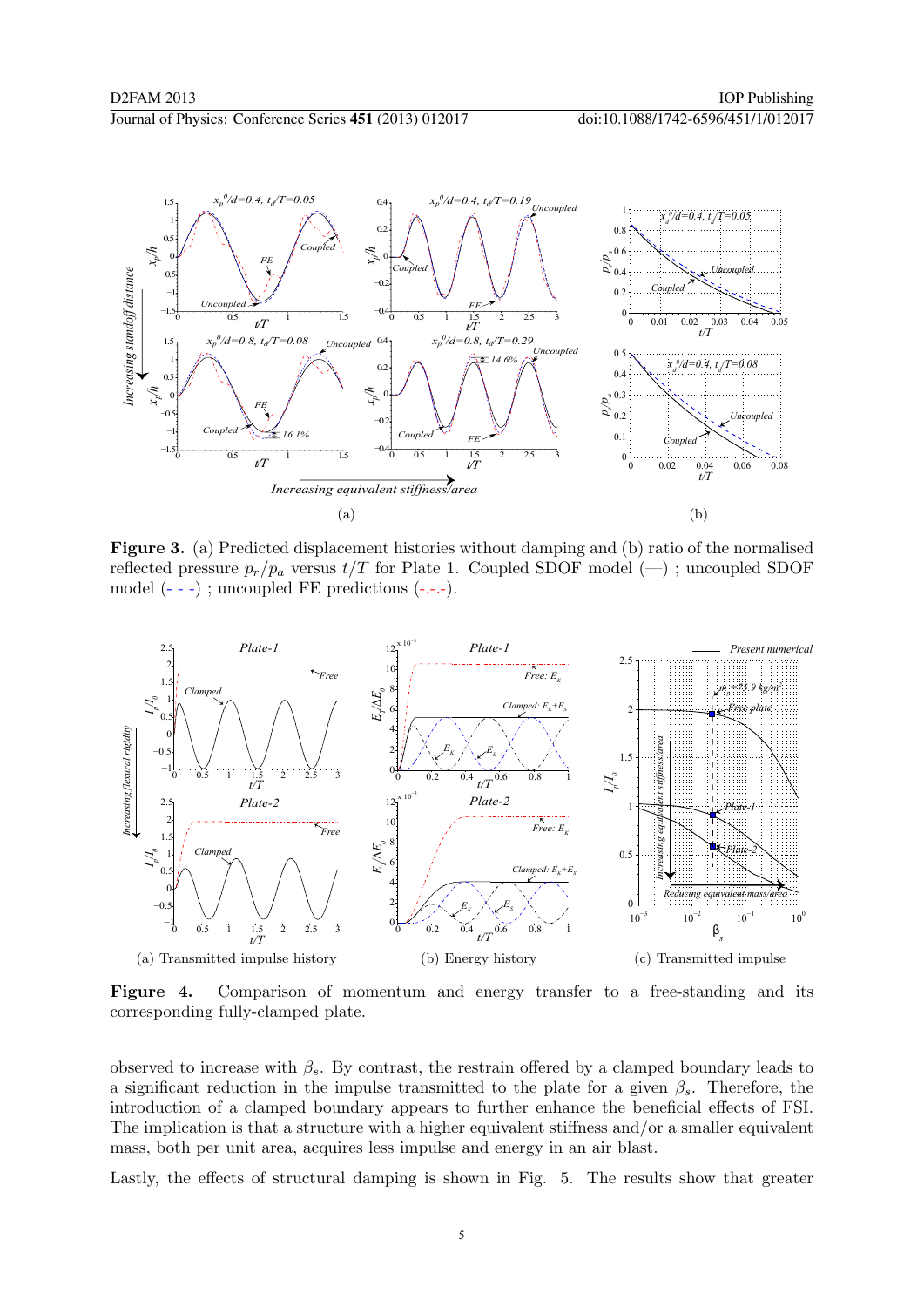**Figure 3.** (a) Predicted displacement histories without damping and (b) ratio of the normalised reflected pressure $p_r/p_a$ versus $t/T$ for Plate 1. Coupled SDOF model (—) ; uncoupled SDOF model (- - -) ; uncoupled FE predictions (-.-.-).

(a) Transmitted impulse history (b) Energy history (c) Transmitted impulse

**Figure 4.** Comparison of momentum and energy transfer to a free-standing and its corresponding fully-clamped plate.

observed to increase with $\beta_s$. By contrast, the restrain offered by a clamped boundary leads to a significant reduction in the impulse transmitted to the plate for a given $\beta_s$. Therefore, the introduction of a clamped boundary appears to further enhance the beneficial effects of FSI. The implication is that a structure with a higher equivalent stiffness and/or a smaller equivalent mass, both per unit area, acquires less impulse and energy in an air blast.

Lastly, the effects of structural damping is shown in Fig. 5. The results show that greater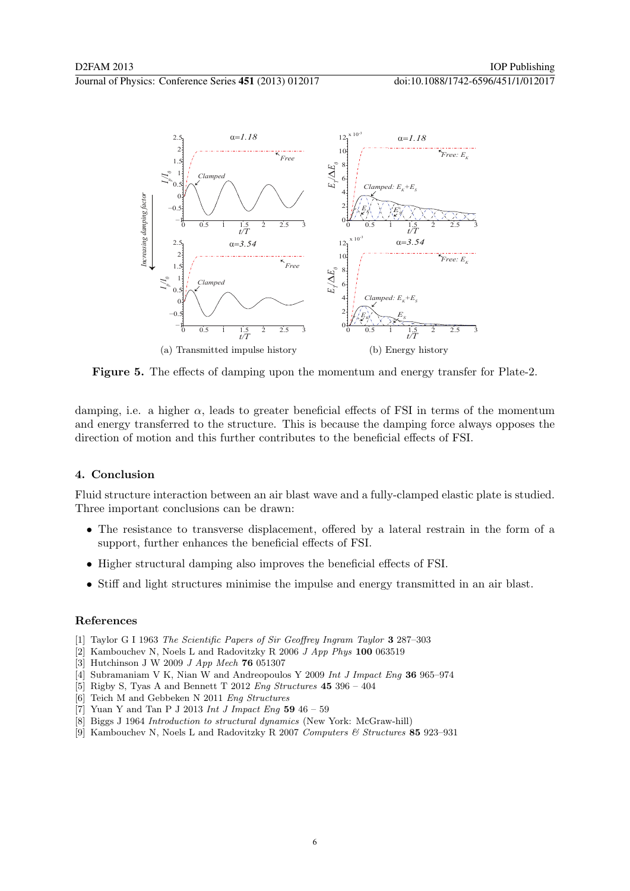α=1.18

$I_p/I_0$

Free

Clamped

t/T

α=1.18

$E_T/\Delta E_0$

x $10^{-3}$

Free: $E_K$

Clamped: $E_K+E_S$

$E_S$

$E_S$

t/T

Increasing damping factor

α=3.54

$I_p/I_0$

Free

Clamped

t/T

α=3.54

$E_T/\Delta E_0$

x $10^{-3}$

Free: $E_K$

Clamped: $E_K+E_S$

$E_S$

$E_S$

t/T

(a) Transmitted impulse history

(b) Energy history

**Figure 5.** The effects of damping upon the momentum and energy transfer for Plate-2.

damping, i.e. a higher $\alpha$, leads to greater beneficial effects of FSI in terms of the momentum and energy transferred to the structure. This is because the damping force always opposes the direction of motion and this further contributes to the beneficial effects of FSI.

## 4. Conclusion

Fluid structure interaction between an air blast wave and a fully-clamped elastic plate is studied. Three important conclusions can be drawn:

- The resistance to transverse displacement, offered by a lateral restrain in the form of a support, further enhances the beneficial effects of FSI.
- Higher structural damping also improves the beneficial effects of FSI.
- Stiff and light structures minimise the impulse and energy transmitted in an air blast.

## References

[1] Taylor G I 1963 *The Scientific Papers of Sir Geoffrey Ingram Taylor* **3** 287–303

[2] Kambouchev N, Noels L and Radovitzky R 2006 *J App Phys* **100** 063519

[3] Hutchinson J W 2009 *J App Mech* **76** 051307

[4] Subramaniam V K, Nian W and Andreopoulos Y 2009 *Int J Impact Eng* **36** 965–974

[5] Rigby S, Tyas A and Bennett T 2012 *Eng Structures* **45** 396 – 404

[6] Teich M and Gebbeken N 2011 *Eng Structures*

[7] Yuan Y and Tan P J 2013 *Int J Impact Eng* **59** 46 – 59

[8] Biggs J 1964 *Introduction to structural dynamics* (New York: McGraw-hill)

[9] Kambouchev N, Noels L and Radovitzky R 2007 *Computers & Structures* **85** 923–931